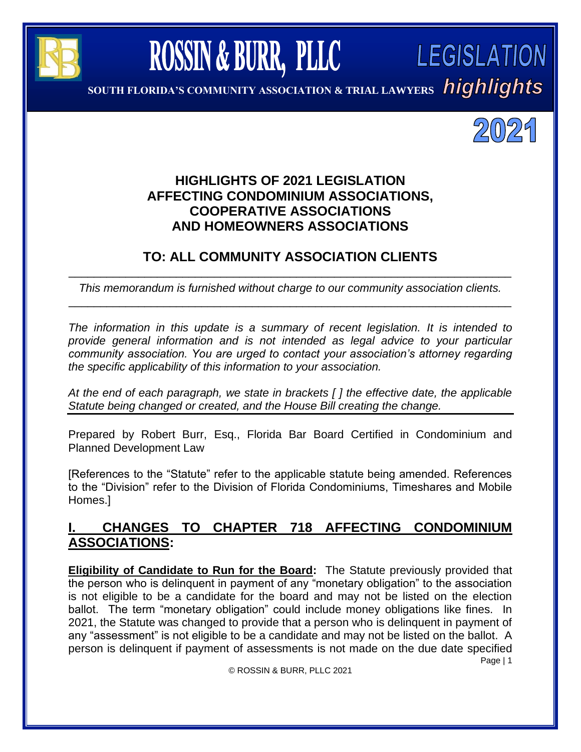# ROSSIN & BURR, PLLC

**SOUTH FLORIDA'S COMMUNITY ASSOCIATION & TRIAL LAWYERS**

**LEGISLATION *highlights***

**2021**

## HIGHLIGHTS OF 2021 LEGISLATION AFFECTING CONDOMINIUM ASSOCIATIONS, COOPERATIVE ASSOCIATIONS AND HOMEOWNERS ASSOCIATIONS

## TO: ALL COMMUNITY ASSOCIATION CLIENTS

---

*This memorandum is furnished without charge to our community association clients.*

---

*The information in this update is a summary of recent legislation. It is intended to provide general information and is not intended as legal advice to your particular community association. You are urged to contact your association's attorney regarding the specific applicability of this information to your association.*

*At the end of each paragraph, we state in brackets [ ] the effective date, the applicable Statute being changed or created, and the House Bill creating the change.*

Prepared by Robert Burr, Esq., Florida Bar Board Certified in Condominium and Planned Development Law

[References to the "Statute" refer to the applicable statute being amended. References to the "Division" refer to the Division of Florida Condominiums, Timeshares and Mobile Homes.]

## I. CHANGES TO CHAPTER 718 AFFECTING CONDOMINIUM ASSOCIATIONS:

**Eligibility of Candidate to Run for the Board:** The Statute previously provided that the person who is delinquent in payment of any "monetary obligation" to the association is not eligible to be a candidate for the board and may not be listed on the election ballot. The term "monetary obligation" could include money obligations like fines. In 2021, the Statute was changed to provide that a person who is delinquent in payment of any "assessment" is not eligible to be a candidate and may not be listed on the ballot. A person is delinquent if payment of assessments is not made on the due date specified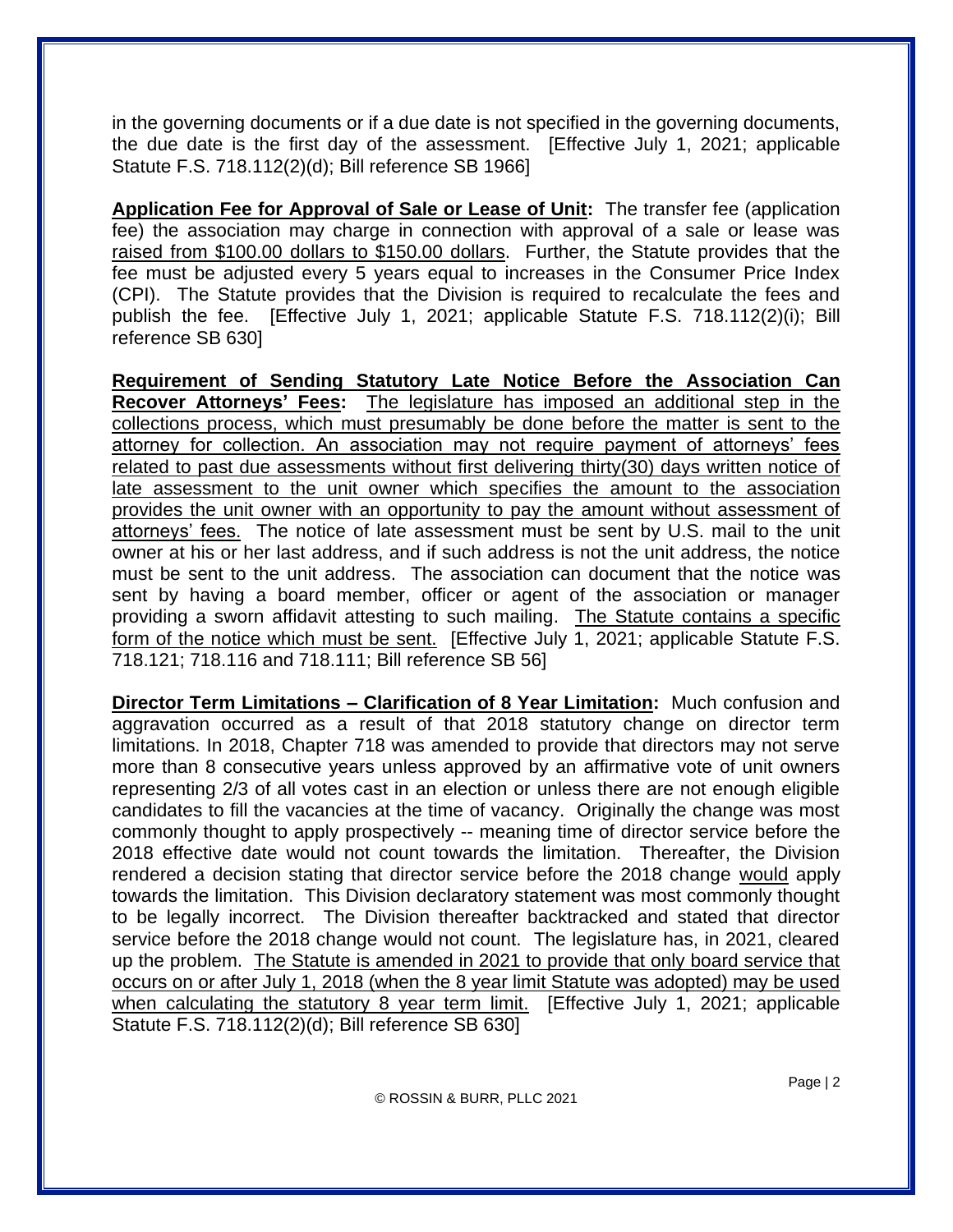in the governing documents or if a due date is not specified in the governing documents, the due date is the first day of the assessment. [Effective July 1, 2021; applicable Statute F.S. 718.112(2)(d); Bill reference SB 1966]

**Application Fee for Approval of Sale or Lease of Unit:** The transfer fee (application fee) the association may charge in connection with approval of a sale or lease was raised from $100.00 dollars to $150.00 dollars. Further, the Statute provides that the fee must be adjusted every 5 years equal to increases in the Consumer Price Index (CPI). The Statute provides that the Division is required to recalculate the fees and publish the fee. [Effective July 1, 2021; applicable Statute F.S. 718.112(2)(i); Bill reference SB 630]

**Requirement of Sending Statutory Late Notice Before the Association Can Recover Attorneys' Fees:** The legislature has imposed an additional step in the collections process, which must presumably be done before the matter is sent to the attorney for collection. An association may not require payment of attorneys' fees related to past due assessments without first delivering thirty(30) days written notice of late assessment to the unit owner which specifies the amount to the association provides the unit owner with an opportunity to pay the amount without assessment of attorneys' fees. The notice of late assessment must be sent by U.S. mail to the unit owner at his or her last address, and if such address is not the unit address, the notice must be sent to the unit address. The association can document that the notice was sent by having a board member, officer or agent of the association or manager providing a sworn affidavit attesting to such mailing. The Statute contains a specific form of the notice which must be sent. [Effective July 1, 2021; applicable Statute F.S. 718.121; 718.116 and 718.111; Bill reference SB 56]

**Director Term Limitations – Clarification of 8 Year Limitation:** Much confusion and aggravation occurred as a result of that 2018 statutory change on director term limitations. In 2018, Chapter 718 was amended to provide that directors may not serve more than 8 consecutive years unless approved by an affirmative vote of unit owners representing 2/3 of all votes cast in an election or unless there are not enough eligible candidates to fill the vacancies at the time of vacancy. Originally the change was most commonly thought to apply prospectively -- meaning time of director service before the 2018 effective date would not count towards the limitation. Thereafter, the Division rendered a decision stating that director service before the 2018 change would apply towards the limitation. This Division declaratory statement was most commonly thought to be legally incorrect. The Division thereafter backtracked and stated that director service before the 2018 change would not count. The legislature has, in 2021, cleared up the problem. The Statute is amended in 2021 to provide that only board service that occurs on or after July 1, 2018 (when the 8 year limit Statute was adopted) may be used when calculating the statutory 8 year term limit. [Effective July 1, 2021; applicable Statute F.S. 718.112(2)(d); Bill reference SB 630]

© ROSSIN & BURR, PLLC 2021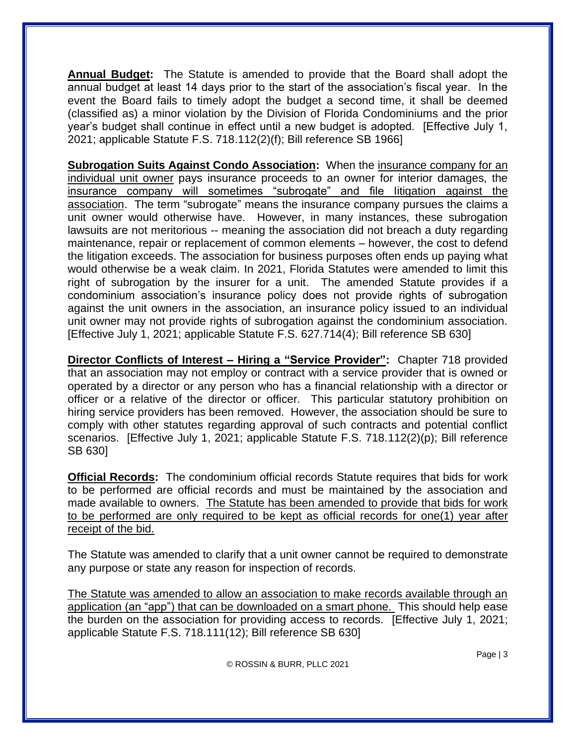**Annual Budget:** The Statute is amended to provide that the Board shall adopt the annual budget at least 14 days prior to the start of the association's fiscal year. In the event the Board fails to timely adopt the budget a second time, it shall be deemed (classified as) a minor violation by the Division of Florida Condominiums and the prior year's budget shall continue in effect until a new budget is adopted. [Effective July 1, 2021; applicable Statute F.S. 718.112(2)(f); Bill reference SB 1966]

**Subrogation Suits Against Condo Association:** When the insurance company for an individual unit owner pays insurance proceeds to an owner for interior damages, the insurance company will sometimes "subrogate" and file litigation against the association. The term "subrogate" means the insurance company pursues the claims a unit owner would otherwise have. However, in many instances, these subrogation lawsuits are not meritorious -- meaning the association did not breach a duty regarding maintenance, repair or replacement of common elements – however, the cost to defend the litigation exceeds. The association for business purposes often ends up paying what would otherwise be a weak claim. In 2021, Florida Statutes were amended to limit this right of subrogation by the insurer for a unit. The amended Statute provides if a condominium association's insurance policy does not provide rights of subrogation against the unit owners in the association, an insurance policy issued to an individual unit owner may not provide rights of subrogation against the condominium association. [Effective July 1, 2021; applicable Statute F.S. 627.714(4); Bill reference SB 630]

**Director Conflicts of Interest – Hiring a "Service Provider":** Chapter 718 provided that an association may not employ or contract with a service provider that is owned or operated by a director or any person who has a financial relationship with a director or officer or a relative of the director or officer. This particular statutory prohibition on hiring service providers has been removed. However, the association should be sure to comply with other statutes regarding approval of such contracts and potential conflict scenarios. [Effective July 1, 2021; applicable Statute F.S. 718.112(2)(p); Bill reference SB 630]

**Official Records:** The condominium official records Statute requires that bids for work to be performed are official records and must be maintained by the association and made available to owners. The Statute has been amended to provide that bids for work to be performed are only required to be kept as official records for one(1) year after receipt of the bid.

The Statute was amended to clarify that a unit owner cannot be required to demonstrate any purpose or state any reason for inspection of records.

The Statute was amended to allow an association to make records available through an application (an "app") that can be downloaded on a smart phone. This should help ease the burden on the association for providing access to records. [Effective July 1, 2021; applicable Statute F.S. 718.111(12); Bill reference SB 630]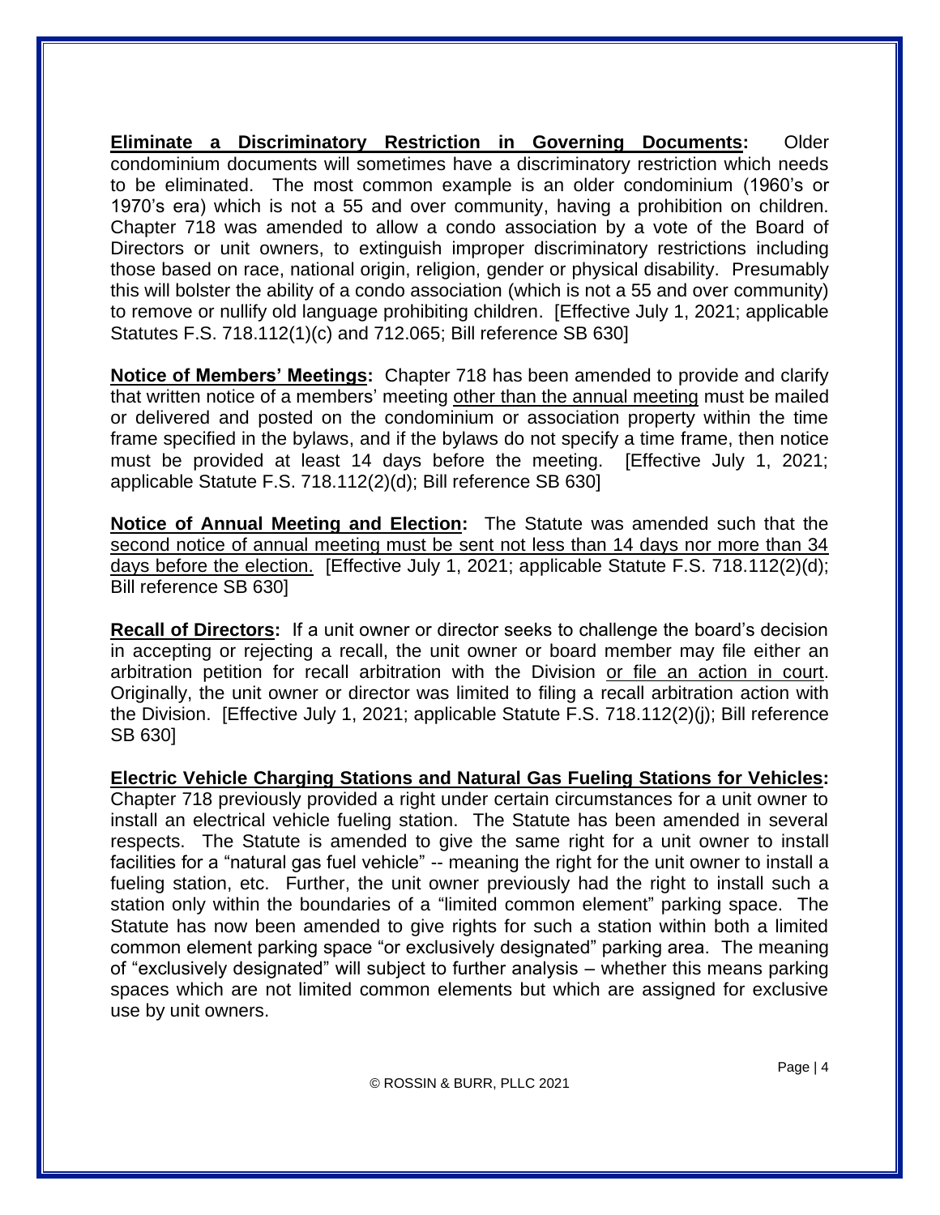**Eliminate a Discriminatory Restriction in Governing Documents:** Older condominium documents will sometimes have a discriminatory restriction which needs to be eliminated. The most common example is an older condominium (1960's or 1970's era) which is not a 55 and over community, having a prohibition on children. Chapter 718 was amended to allow a condo association by a vote of the Board of Directors or unit owners, to extinguish improper discriminatory restrictions including those based on race, national origin, religion, gender or physical disability. Presumably this will bolster the ability of a condo association (which is not a 55 and over community) to remove or nullify old language prohibiting children. [Effective July 1, 2021; applicable Statutes F.S. 718.112(1)(c) and 712.065; Bill reference SB 630]

**Notice of Members' Meetings:** Chapter 718 has been amended to provide and clarify that written notice of a members' meeting other than the annual meeting must be mailed or delivered and posted on the condominium or association property within the time frame specified in the bylaws, and if the bylaws do not specify a time frame, then notice must be provided at least 14 days before the meeting. [Effective July 1, 2021; applicable Statute F.S. 718.112(2)(d); Bill reference SB 630]

**Notice of Annual Meeting and Election:** The Statute was amended such that the second notice of annual meeting must be sent not less than 14 days nor more than 34 days before the election. [Effective July 1, 2021; applicable Statute F.S. 718.112(2)(d); Bill reference SB 630]

**Recall of Directors:** If a unit owner or director seeks to challenge the board's decision in accepting or rejecting a recall, the unit owner or board member may file either an arbitration petition for recall arbitration with the Division or file an action in court. Originally, the unit owner or director was limited to filing a recall arbitration action with the Division. [Effective July 1, 2021; applicable Statute F.S. 718.112(2)(j); Bill reference SB 630]

**Electric Vehicle Charging Stations and Natural Gas Fueling Stations for Vehicles:** Chapter 718 previously provided a right under certain circumstances for a unit owner to install an electrical vehicle fueling station. The Statute has been amended in several respects. The Statute is amended to give the same right for a unit owner to install facilities for a "natural gas fuel vehicle" -- meaning the right for the unit owner to install a fueling station, etc. Further, the unit owner previously had the right to install such a station only within the boundaries of a "limited common element" parking space. The Statute has now been amended to give rights for such a station within both a limited common element parking space "or exclusively designated" parking area. The meaning of "exclusively designated" will subject to further analysis – whether this means parking spaces which are not limited common elements but which are assigned for exclusive use by unit owners.

© ROSSIN & BURR, PLLC 2021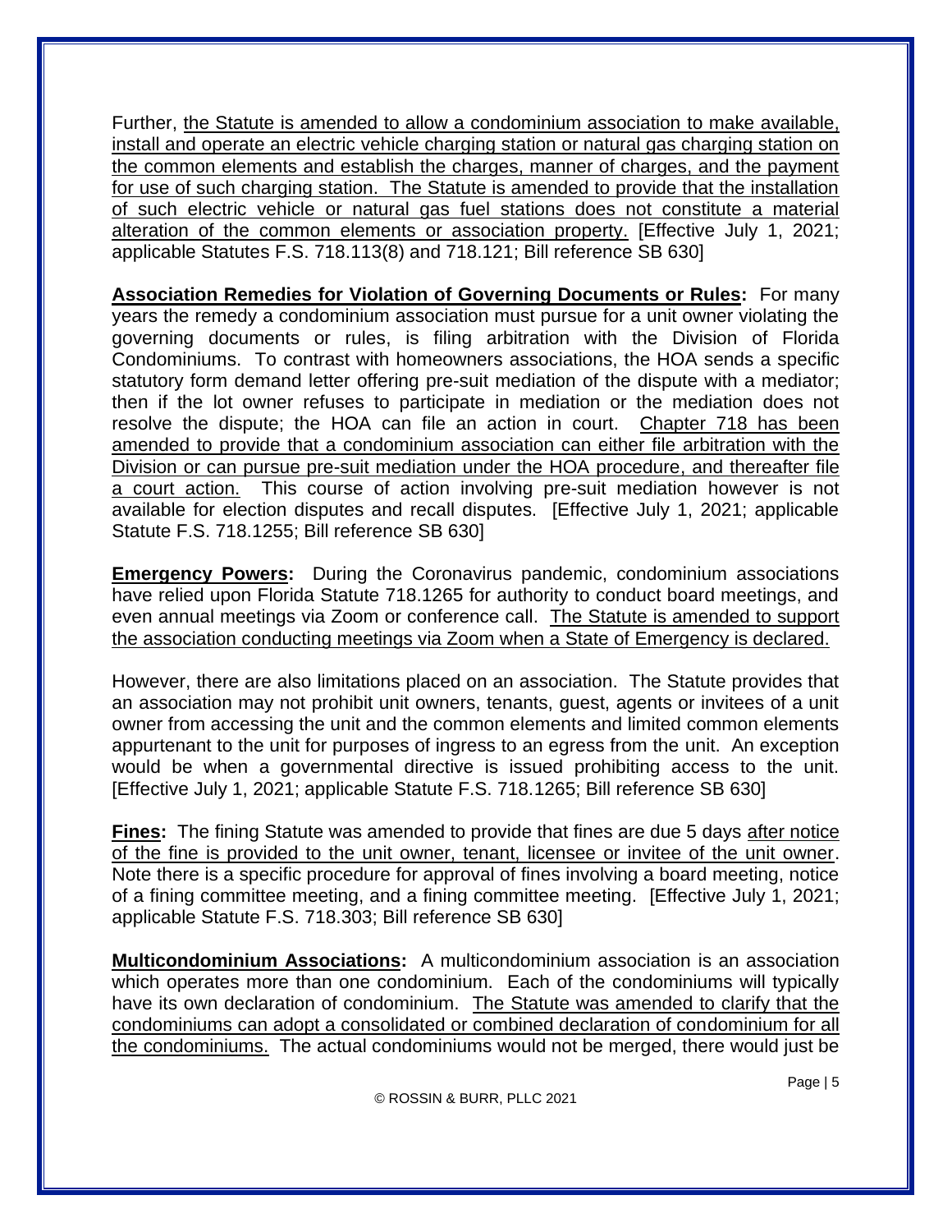Further, <u>the Statute is amended to allow a condominium association to make available, install and operate an electric vehicle charging station or natural gas charging station on the common elements and establish the charges, manner of charges, and the payment for use of such charging station. The Statute is amended to provide that the installation of such electric vehicle or natural gas fuel stations does not constitute a material alteration of the common elements or association property.</u> [Effective July 1, 2021; applicable Statutes F.S. 718.113(8) and 718.121; Bill reference SB 630]

**<u>Association Remedies for Violation of Governing Documents or Rules</u>:** For many years the remedy a condominium association must pursue for a unit owner violating the governing documents or rules, is filing arbitration with the Division of Florida Condominiums. To contrast with homeowners associations, the HOA sends a specific statutory form demand letter offering pre-suit mediation of the dispute with a mediator; then if the lot owner refuses to participate in mediation or the mediation does not resolve the dispute; the HOA can file an action in court. <u>Chapter 718 has been amended to provide that a condominium association can either file arbitration with the Division or can pursue pre-suit mediation under the HOA procedure, and thereafter file a court action.</u> This course of action involving pre-suit mediation however is not available for election disputes and recall disputes. [Effective July 1, 2021; applicable Statute F.S. 718.1255; Bill reference SB 630]

**<u>Emergency Powers</u>:** During the Coronavirus pandemic, condominium associations have relied upon Florida Statute 718.1265 for authority to conduct board meetings, and even annual meetings via Zoom or conference call. <u>The Statute is amended to support the association conducting meetings via Zoom when a State of Emergency is declared.</u>

However, there are also limitations placed on an association. The Statute provides that an association may not prohibit unit owners, tenants, guest, agents or invitees of a unit owner from accessing the unit and the common elements and limited common elements appurtenant to the unit for purposes of ingress to an egress from the unit. An exception would be when a governmental directive is issued prohibiting access to the unit. [Effective July 1, 2021; applicable Statute F.S. 718.1265; Bill reference SB 630]

**<u>Fines</u>:** The fining Statute was amended to provide that fines are due 5 days <u>after notice of the fine is provided to the unit owner, tenant, licensee or invitee of the unit owner</u>. Note there is a specific procedure for approval of fines involving a board meeting, notice of a fining committee meeting, and a fining committee meeting. [Effective July 1, 2021; applicable Statute F.S. 718.303; Bill reference SB 630]

**<u>Multicondominium Associations</u>:** A multicondominium association is an association which operates more than one condominium. Each of the condominiums will typically have its own declaration of condominium. <u>The Statute was amended to clarify that the condominiums can adopt a consolidated or combined declaration of condominium for all the condominiums.</u> The actual condominiums would not be merged, there would just be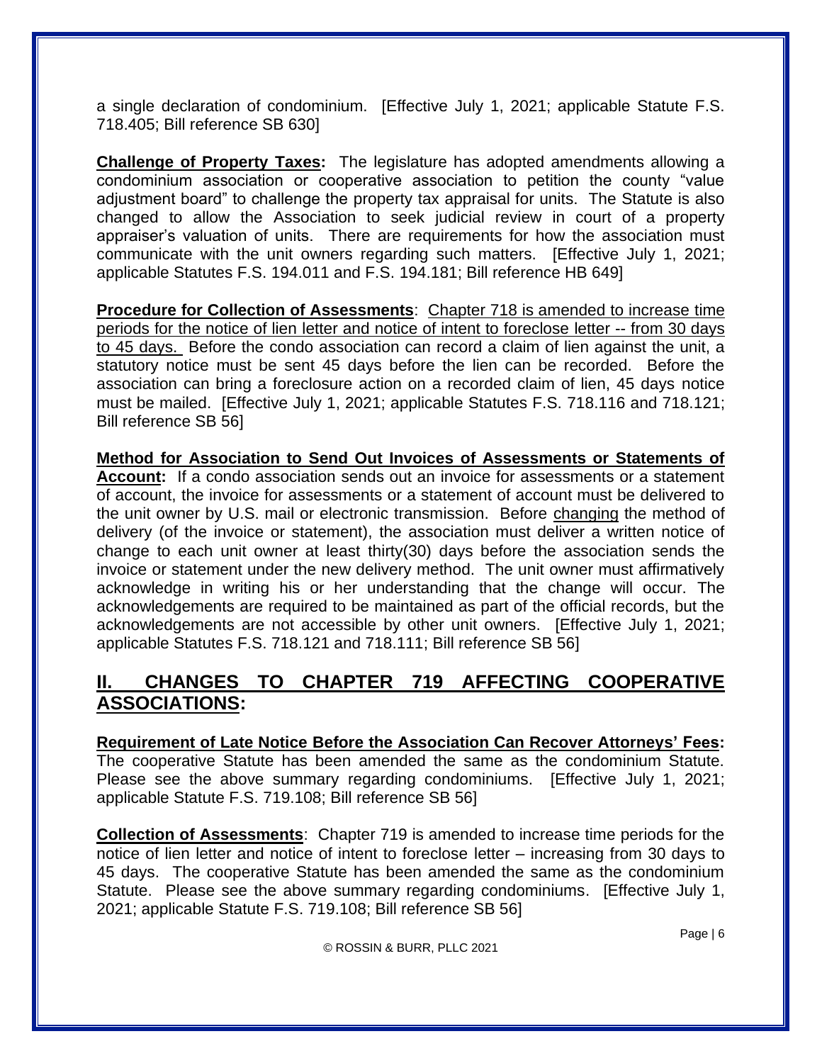a single declaration of condominium. [Effective July 1, 2021; applicable Statute F.S. 718.405; Bill reference SB 630]

**Challenge of Property Taxes:** The legislature has adopted amendments allowing a condominium association or cooperative association to petition the county "value adjustment board" to challenge the property tax appraisal for units. The Statute is also changed to allow the Association to seek judicial review in court of a property appraiser's valuation of units. There are requirements for how the association must communicate with the unit owners regarding such matters. [Effective July 1, 2021; applicable Statutes F.S. 194.011 and F.S. 194.181; Bill reference HB 649]

**Procedure for Collection of Assessments**: Chapter 718 is amended to increase time periods for the notice of lien letter and notice of intent to foreclose letter -- from 30 days to 45 days. Before the condo association can record a claim of lien against the unit, a statutory notice must be sent 45 days before the lien can be recorded. Before the association can bring a foreclosure action on a recorded claim of lien, 45 days notice must be mailed. [Effective July 1, 2021; applicable Statutes F.S. 718.116 and 718.121; Bill reference SB 56]

**Method for Association to Send Out Invoices of Assessments or Statements of Account:** If a condo association sends out an invoice for assessments or a statement of account, the invoice for assessments or a statement of account must be delivered to the unit owner by U.S. mail or electronic transmission. Before changing the method of delivery (of the invoice or statement), the association must deliver a written notice of change to each unit owner at least thirty(30) days before the association sends the invoice or statement under the new delivery method. The unit owner must affirmatively acknowledge in writing his or her understanding that the change will occur. The acknowledgements are required to be maintained as part of the official records, but the acknowledgements are not accessible by other unit owners. [Effective July 1, 2021; applicable Statutes F.S. 718.121 and 718.111; Bill reference SB 56]

## II. CHANGES TO CHAPTER 719 AFFECTING COOPERATIVE ASSOCIATIONS:

**Requirement of Late Notice Before the Association Can Recover Attorneys' Fees:** The cooperative Statute has been amended the same as the condominium Statute. Please see the above summary regarding condominiums. [Effective July 1, 2021; applicable Statute F.S. 719.108; Bill reference SB 56]

**Collection of Assessments**: Chapter 719 is amended to increase time periods for the notice of lien letter and notice of intent to foreclose letter – increasing from 30 days to 45 days. The cooperative Statute has been amended the same as the condominium Statute. Please see the above summary regarding condominiums. [Effective July 1, 2021; applicable Statute F.S. 719.108; Bill reference SB 56]

© ROSSIN & BURR, PLLC 2021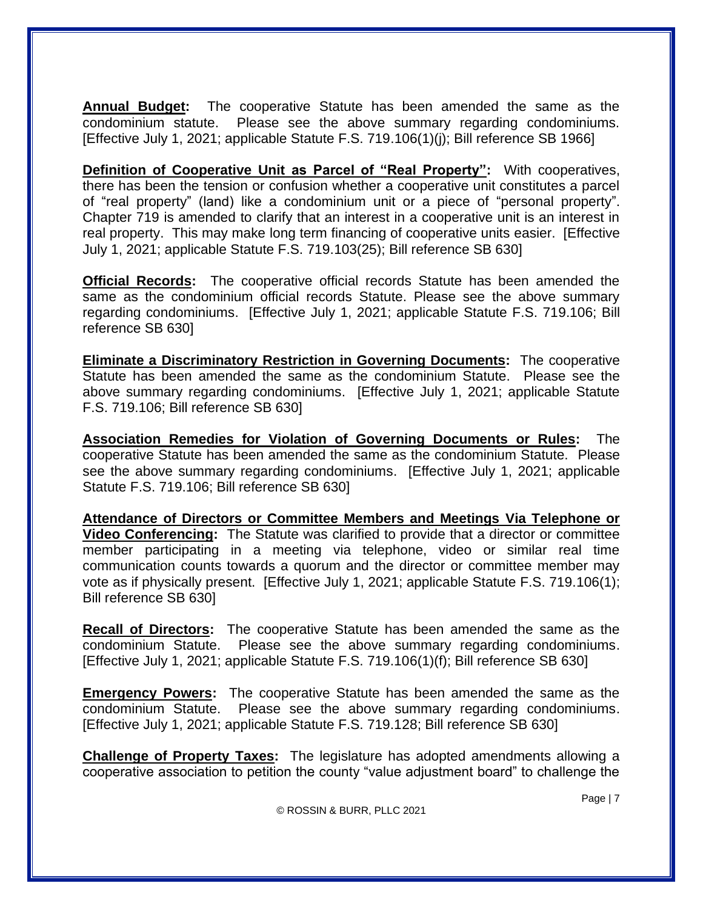**Annual Budget:** The cooperative Statute has been amended the same as the condominium statute. Please see the above summary regarding condominiums. [Effective July 1, 2021; applicable Statute F.S. 719.106(1)(j); Bill reference SB 1966]

**Definition of Cooperative Unit as Parcel of "Real Property":** With cooperatives, there has been the tension or confusion whether a cooperative unit constitutes a parcel of "real property" (land) like a condominium unit or a piece of "personal property". Chapter 719 is amended to clarify that an interest in a cooperative unit is an interest in real property. This may make long term financing of cooperative units easier. [Effective July 1, 2021; applicable Statute F.S. 719.103(25); Bill reference SB 630]

**Official Records:** The cooperative official records Statute has been amended the same as the condominium official records Statute. Please see the above summary regarding condominiums. [Effective July 1, 2021; applicable Statute F.S. 719.106; Bill reference SB 630]

**Eliminate a Discriminatory Restriction in Governing Documents:** The cooperative Statute has been amended the same as the condominium Statute. Please see the above summary regarding condominiums. [Effective July 1, 2021; applicable Statute F.S. 719.106; Bill reference SB 630]

**Association Remedies for Violation of Governing Documents or Rules:** The cooperative Statute has been amended the same as the condominium Statute. Please see the above summary regarding condominiums. [Effective July 1, 2021; applicable Statute F.S. 719.106; Bill reference SB 630]

**Attendance of Directors or Committee Members and Meetings Via Telephone or Video Conferencing:** The Statute was clarified to provide that a director or committee member participating in a meeting via telephone, video or similar real time communication counts towards a quorum and the director or committee member may vote as if physically present. [Effective July 1, 2021; applicable Statute F.S. 719.106(1); Bill reference SB 630]

**Recall of Directors:** The cooperative Statute has been amended the same as the condominium Statute. Please see the above summary regarding condominiums. [Effective July 1, 2021; applicable Statute F.S. 719.106(1)(f); Bill reference SB 630]

**Emergency Powers:** The cooperative Statute has been amended the same as the condominium Statute. Please see the above summary regarding condominiums. [Effective July 1, 2021; applicable Statute F.S. 719.128; Bill reference SB 630]

**Challenge of Property Taxes:** The legislature has adopted amendments allowing a cooperative association to petition the county "value adjustment board" to challenge the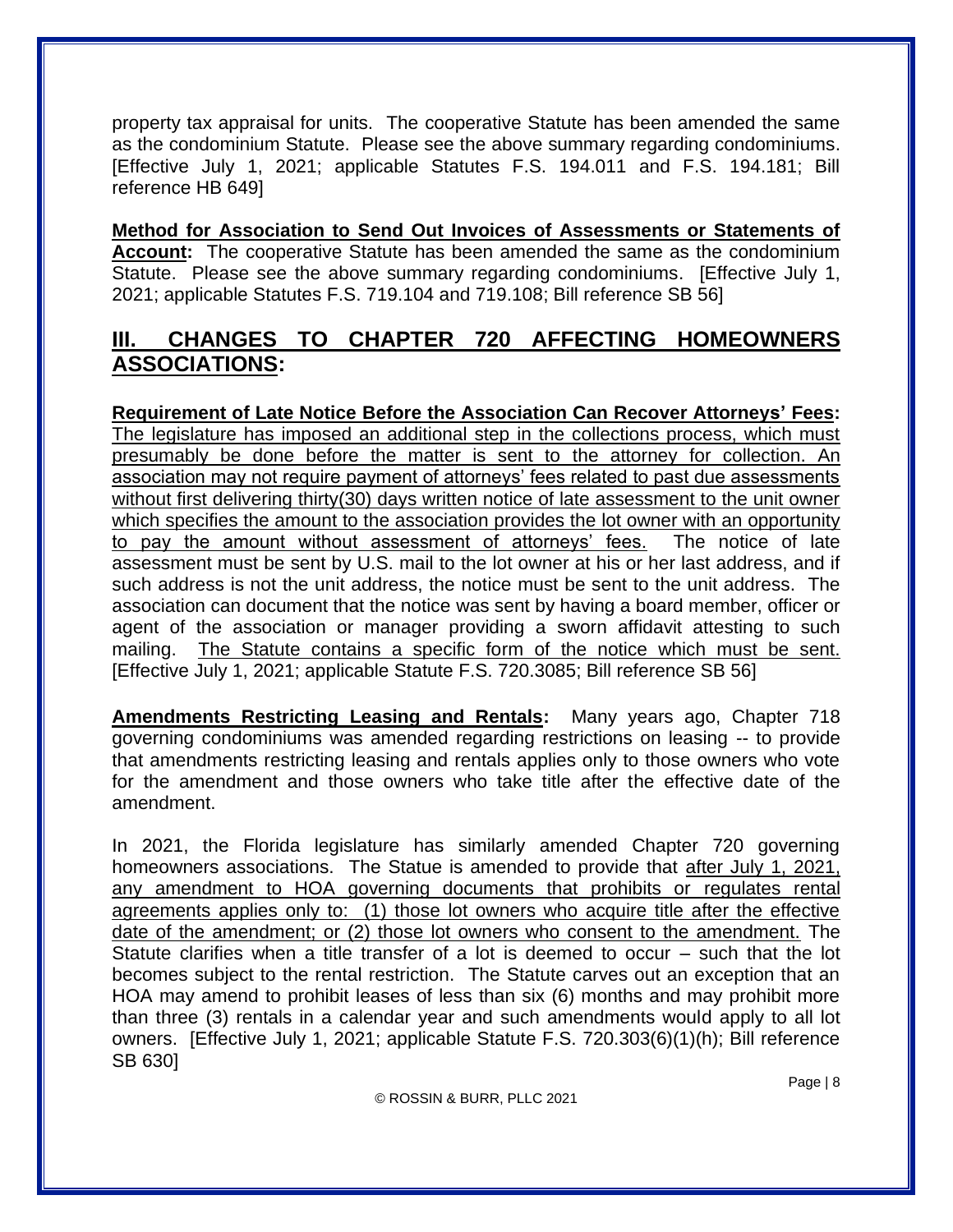property tax appraisal for units. The cooperative Statute has been amended the same as the condominium Statute. Please see the above summary regarding condominiums. [Effective July 1, 2021; applicable Statutes F.S. 194.011 and F.S. 194.181; Bill reference HB 649]

**Method for Association to Send Out Invoices of Assessments or Statements of Account:** The cooperative Statute has been amended the same as the condominium Statute. Please see the above summary regarding condominiums. [Effective July 1, 2021; applicable Statutes F.S. 719.104 and 719.108; Bill reference SB 56]

## III. CHANGES TO CHAPTER 720 AFFECTING HOMEOWNERS ASSOCIATIONS:

**Requirement of Late Notice Before the Association Can Recover Attorneys' Fees:** The legislature has imposed an additional step in the collections process, which must presumably be done before the matter is sent to the attorney for collection. An association may not require payment of attorneys' fees related to past due assessments without first delivering thirty(30) days written notice of late assessment to the unit owner which specifies the amount to the association provides the lot owner with an opportunity to pay the amount without assessment of attorneys' fees. The notice of late assessment must be sent by U.S. mail to the lot owner at his or her last address, and if such address is not the unit address, the notice must be sent to the unit address. The association can document that the notice was sent by having a board member, officer or agent of the association or manager providing a sworn affidavit attesting to such mailing. The Statute contains a specific form of the notice which must be sent. [Effective July 1, 2021; applicable Statute F.S. 720.3085; Bill reference SB 56]

**Amendments Restricting Leasing and Rentals:** Many years ago, Chapter 718 governing condominiums was amended regarding restrictions on leasing -- to provide that amendments restricting leasing and rentals applies only to those owners who vote for the amendment and those owners who take title after the effective date of the amendment.

In 2021, the Florida legislature has similarly amended Chapter 720 governing homeowners associations. The Statue is amended to provide that after July 1, 2021, any amendment to HOA governing documents that prohibits or regulates rental agreements applies only to: (1) those lot owners who acquire title after the effective date of the amendment; or (2) those lot owners who consent to the amendment. The Statute clarifies when a title transfer of a lot is deemed to occur – such that the lot becomes subject to the rental restriction. The Statute carves out an exception that an HOA may amend to prohibit leases of less than six (6) months and may prohibit more than three (3) rentals in a calendar year and such amendments would apply to all lot owners. [Effective July 1, 2021; applicable Statute F.S. 720.303(6)(1)(h); Bill reference SB 630]

© ROSSIN & BURR, PLLC 2021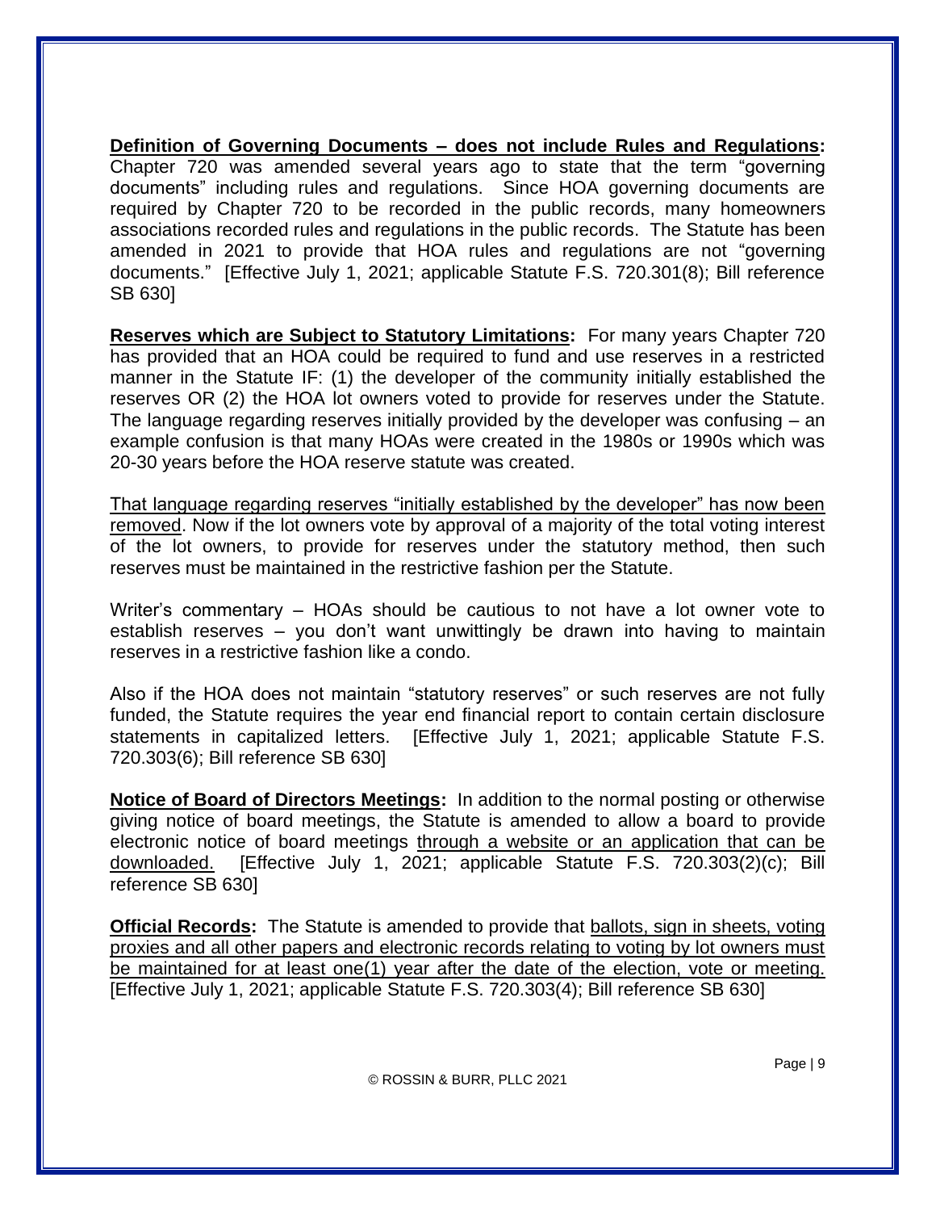**<u>Definition of Governing Documents – does not include Rules and Regulations</u>:** Chapter 720 was amended several years ago to state that the term "governing documents" including rules and regulations. Since HOA governing documents are required by Chapter 720 to be recorded in the public records, many homeowners associations recorded rules and regulations in the public records. The Statute has been amended in 2021 to provide that HOA rules and regulations are not "governing documents." [Effective July 1, 2021; applicable Statute F.S. 720.301(8); Bill reference SB 630]

**<u>Reserves which are Subject to Statutory Limitations</u>:** For many years Chapter 720 has provided that an HOA could be required to fund and use reserves in a restricted manner in the Statute IF: (1) the developer of the community initially established the reserves OR (2) the HOA lot owners voted to provide for reserves under the Statute. The language regarding reserves initially provided by the developer was confusing – an example confusion is that many HOAs were created in the 1980s or 1990s which was 20-30 years before the HOA reserve statute was created.

<u>That language regarding reserves "initially established by the developer" has now been removed</u>. Now if the lot owners vote by approval of a majority of the total voting interest of the lot owners, to provide for reserves under the statutory method, then such reserves must be maintained in the restrictive fashion per the Statute.

Writer's commentary – HOAs should be cautious to not have a lot owner vote to establish reserves – you don't want unwittingly be drawn into having to maintain reserves in a restrictive fashion like a condo.

Also if the HOA does not maintain "statutory reserves" or such reserves are not fully funded, the Statute requires the year end financial report to contain certain disclosure statements in capitalized letters. [Effective July 1, 2021; applicable Statute F.S. 720.303(6); Bill reference SB 630]

**<u>Notice of Board of Directors Meetings</u>:** In addition to the normal posting or otherwise giving notice of board meetings, the Statute is amended to allow a board to provide electronic notice of board meetings <u>through a website or an application that can be downloaded.</u> [Effective July 1, 2021; applicable Statute F.S. 720.303(2)(c); Bill reference SB 630]

**<u>Official Records</u>:** The Statute is amended to provide that <u>ballots, sign in sheets, voting proxies and all other papers and electronic records relating to voting by lot owners must be maintained for at least one(1) year after the date of the election, vote or meeting.</u> [Effective July 1, 2021; applicable Statute F.S. 720.303(4); Bill reference SB 630]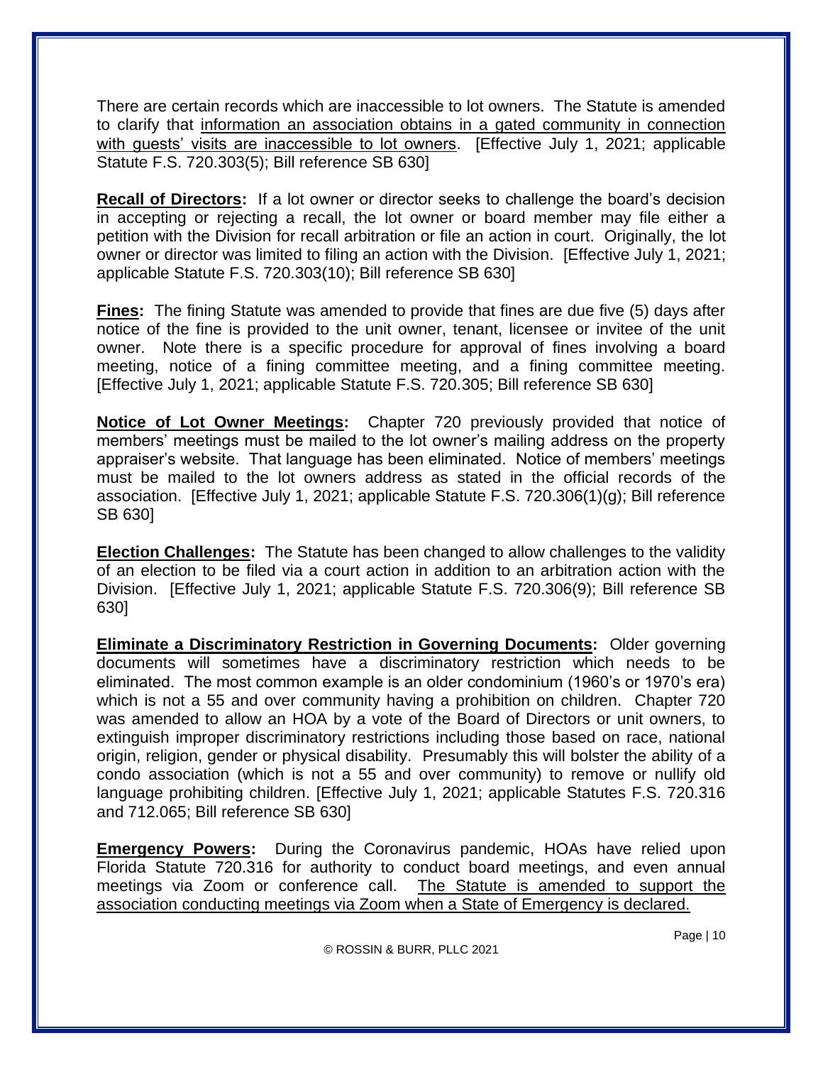There are certain records which are inaccessible to lot owners. The Statute is amended to clarify that <u>information an association obtains in a gated community in connection with guests' visits are inaccessible to lot owners</u>. [Effective July 1, 2021; applicable Statute F.S. 720.303(5); Bill reference SB 630]

**<u>Recall of Directors</u>:** If a lot owner or director seeks to challenge the board's decision in accepting or rejecting a recall, the lot owner or board member may file either a petition with the Division for recall arbitration or file an action in court. Originally, the lot owner or director was limited to filing an action with the Division. [Effective July 1, 2021; applicable Statute F.S. 720.303(10); Bill reference SB 630]

**<u>Fines</u>:** The fining Statute was amended to provide that fines are due five (5) days after notice of the fine is provided to the unit owner, tenant, licensee or invitee of the unit owner. Note there is a specific procedure for approval of fines involving a board meeting, notice of a fining committee meeting, and a fining committee meeting. [Effective July 1, 2021; applicable Statute F.S. 720.305; Bill reference SB 630]

**<u>Notice of Lot Owner Meetings</u>:** Chapter 720 previously provided that notice of members' meetings must be mailed to the lot owner's mailing address on the property appraiser's website. That language has been eliminated. Notice of members' meetings must be mailed to the lot owners address as stated in the official records of the association. [Effective July 1, 2021; applicable Statute F.S. 720.306(1)(g); Bill reference SB 630]

**<u>Election Challenges</u>:** The Statute has been changed to allow challenges to the validity of an election to be filed via a court action in addition to an arbitration action with the Division. [Effective July 1, 2021; applicable Statute F.S. 720.306(9); Bill reference SB 630]

**<u>Eliminate a Discriminatory Restriction in Governing Documents</u>:** Older governing documents will sometimes have a discriminatory restriction which needs to be eliminated. The most common example is an older condominium (1960's or 1970's era) which is not a 55 and over community having a prohibition on children. Chapter 720 was amended to allow an HOA by a vote of the Board of Directors or unit owners, to extinguish improper discriminatory restrictions including those based on race, national origin, religion, gender or physical disability. Presumably this will bolster the ability of a condo association (which is not a 55 and over community) to remove or nullify old language prohibiting children. [Effective July 1, 2021; applicable Statutes F.S. 720.316 and 712.065; Bill reference SB 630]

**<u>Emergency Powers</u>:** During the Coronavirus pandemic, HOAs have relied upon Florida Statute 720.316 for authority to conduct board meetings, and even annual meetings via Zoom or conference call. <u>The Statute is amended to support the association conducting meetings via Zoom when a State of Emergency is declared.</u>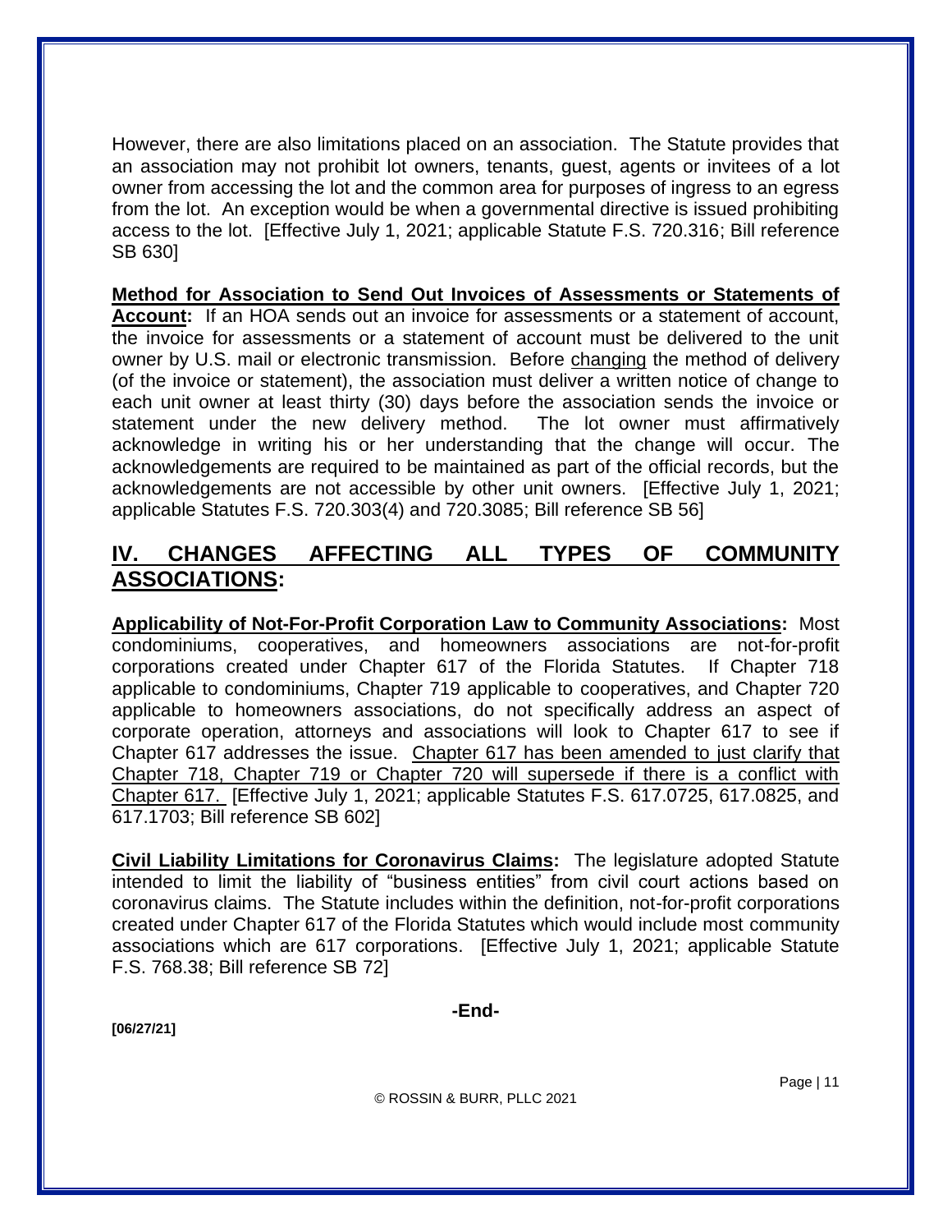However, there are also limitations placed on an association. The Statute provides that an association may not prohibit lot owners, tenants, guest, agents or invitees of a lot owner from accessing the lot and the common area for purposes of ingress to an egress from the lot. An exception would be when a governmental directive is issued prohibiting access to the lot. [Effective July 1, 2021; applicable Statute F.S. 720.316; Bill reference SB 630]

**Method for Association to Send Out Invoices of Assessments or Statements of Account:** If an HOA sends out an invoice for assessments or a statement of account, the invoice for assessments or a statement of account must be delivered to the unit owner by U.S. mail or electronic transmission. Before changing the method of delivery (of the invoice or statement), the association must deliver a written notice of change to each unit owner at least thirty (30) days before the association sends the invoice or statement under the new delivery method. The lot owner must affirmatively acknowledge in writing his or her understanding that the change will occur. The acknowledgements are required to be maintained as part of the official records, but the acknowledgements are not accessible by other unit owners. [Effective July 1, 2021; applicable Statutes F.S. 720.303(4) and 720.3085; Bill reference SB 56]

## IV. CHANGES AFFECTING ALL TYPES OF COMMUNITY ASSOCIATIONS:

**Applicability of Not-For-Profit Corporation Law to Community Associations:** Most condominiums, cooperatives, and homeowners associations are not-for-profit corporations created under Chapter 617 of the Florida Statutes. If Chapter 718 applicable to condominiums, Chapter 719 applicable to cooperatives, and Chapter 720 applicable to homeowners associations, do not specifically address an aspect of corporate operation, attorneys and associations will look to Chapter 617 to see if Chapter 617 addresses the issue. Chapter 617 has been amended to just clarify that Chapter 718, Chapter 719 or Chapter 720 will supersede if there is a conflict with Chapter 617. [Effective July 1, 2021; applicable Statutes F.S. 617.0725, 617.0825, and 617.1703; Bill reference SB 602]

**Civil Liability Limitations for Coronavirus Claims:** The legislature adopted Statute intended to limit the liability of "business entities" from civil court actions based on coronavirus claims. The Statute includes within the definition, not-for-profit corporations created under Chapter 617 of the Florida Statutes which would include most community associations which are 617 corporations. [Effective July 1, 2021; applicable Statute F.S. 768.38; Bill reference SB 72]

**-End-**

**[06/27/21]**

© ROSSIN & BURR, PLLC 2021